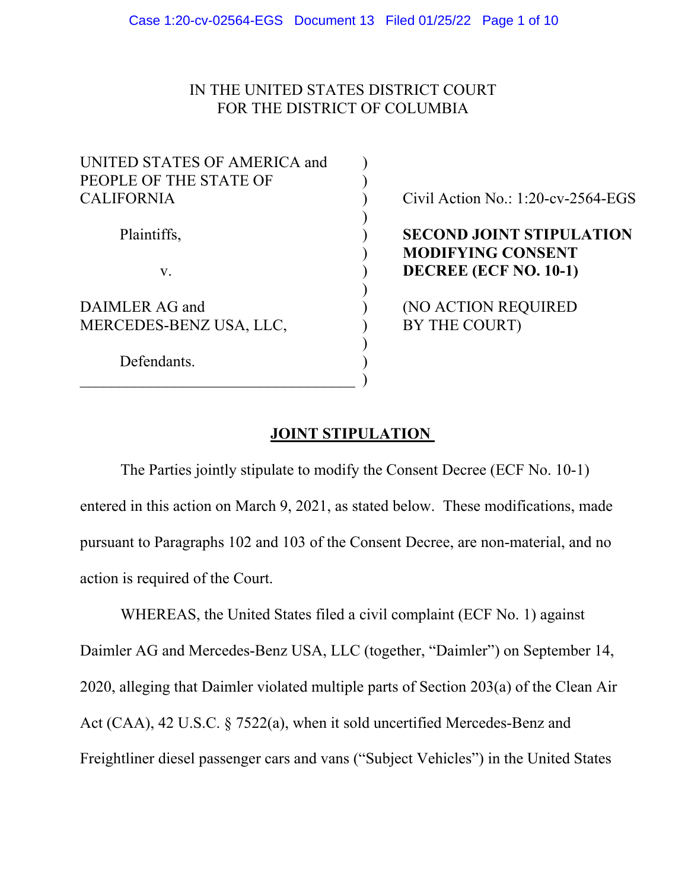IN THE UNITED STATES DISTRICT COURT
FOR THE DISTRICT OF COLUMBIA

| | | |
|---|---|---|
| UNITED STATES OF AMERICA and PEOPLE OF THE STATE OF CALIFORNIA<br><br>Plaintiffs,<br><br>v.<br><br>DAIMLER AG and MERCEDES-BENZ USA, LLC,<br><br>Defendants. | ) | Civil Action No.: 1:20-cv-2564-EGS<br><br>**SECOND JOINT STIPULATION MODIFYING CONSENT DECREE (ECF NO. 10-1)**<br><br>(NO ACTION REQUIRED BY THE COURT) |

## JOINT STIPULATION

The Parties jointly stipulate to modify the Consent Decree (ECF No. 10-1) entered in this action on March 9, 2021, as stated below. These modifications, made pursuant to Paragraphs 102 and 103 of the Consent Decree, are non-material, and no action is required of the Court.

WHEREAS, the United States filed a civil complaint (ECF No. 1) against Daimler AG and Mercedes-Benz USA, LLC (together, "Daimler") on September 14, 2020, alleging that Daimler violated multiple parts of Section 203(a) of the Clean Air Act (CAA), 42 U.S.C. § 7522(a), when it sold uncertified Mercedes-Benz and Freightliner diesel passenger cars and vans ("Subject Vehicles") in the United States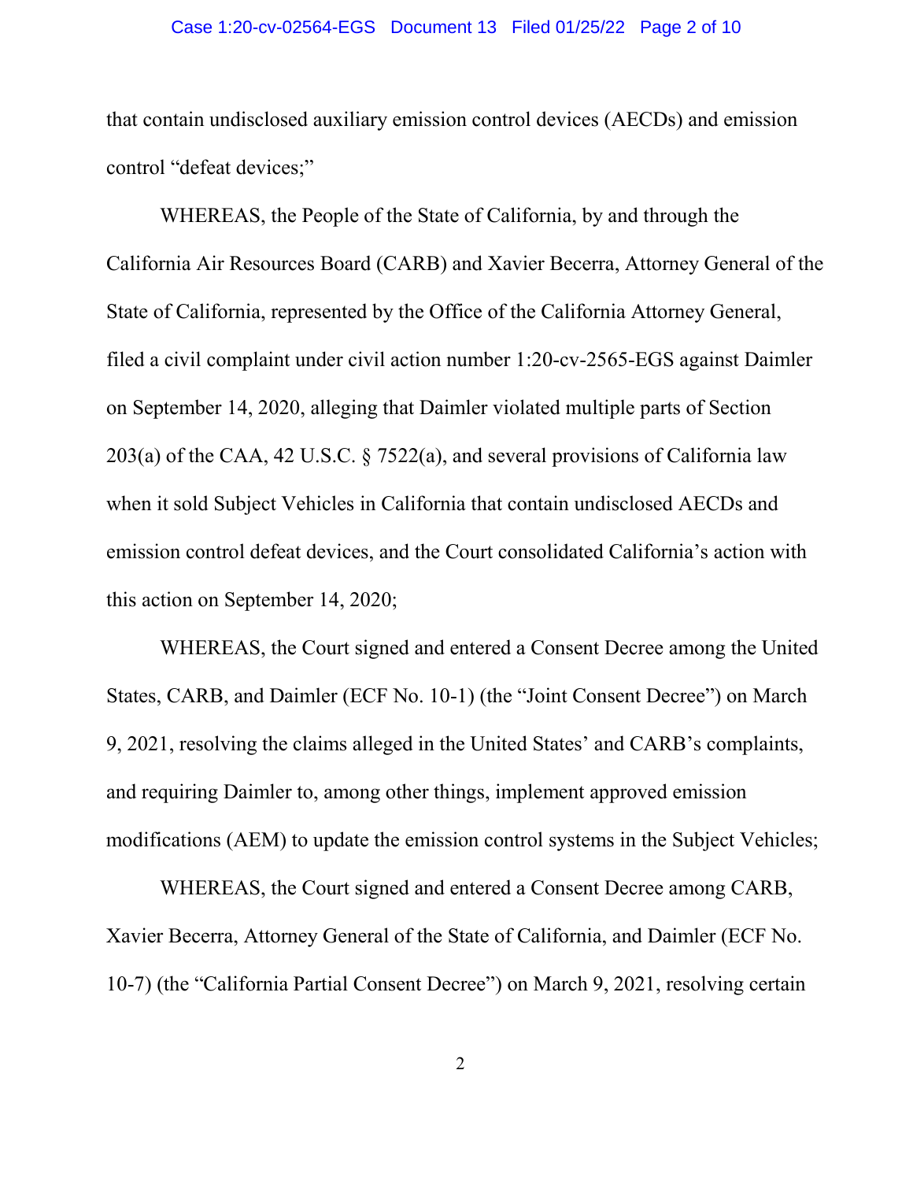that contain undisclosed auxiliary emission control devices (AECDs) and emission control "defeat devices;"

WHEREAS, the People of the State of California, by and through the California Air Resources Board (CARB) and Xavier Becerra, Attorney General of the State of California, represented by the Office of the California Attorney General, filed a civil complaint under civil action number 1:20-cv-2565-EGS against Daimler on September 14, 2020, alleging that Daimler violated multiple parts of Section 203(a) of the CAA, 42 U.S.C. § 7522(a), and several provisions of California law when it sold Subject Vehicles in California that contain undisclosed AECDs and emission control defeat devices, and the Court consolidated California's action with this action on September 14, 2020;

WHEREAS, the Court signed and entered a Consent Decree among the United States, CARB, and Daimler (ECF No. 10-1) (the "Joint Consent Decree") on March 9, 2021, resolving the claims alleged in the United States' and CARB's complaints, and requiring Daimler to, among other things, implement approved emission modifications (AEM) to update the emission control systems in the Subject Vehicles;

WHEREAS, the Court signed and entered a Consent Decree among CARB, Xavier Becerra, Attorney General of the State of California, and Daimler (ECF No. 10-7) (the "California Partial Consent Decree") on March 9, 2021, resolving certain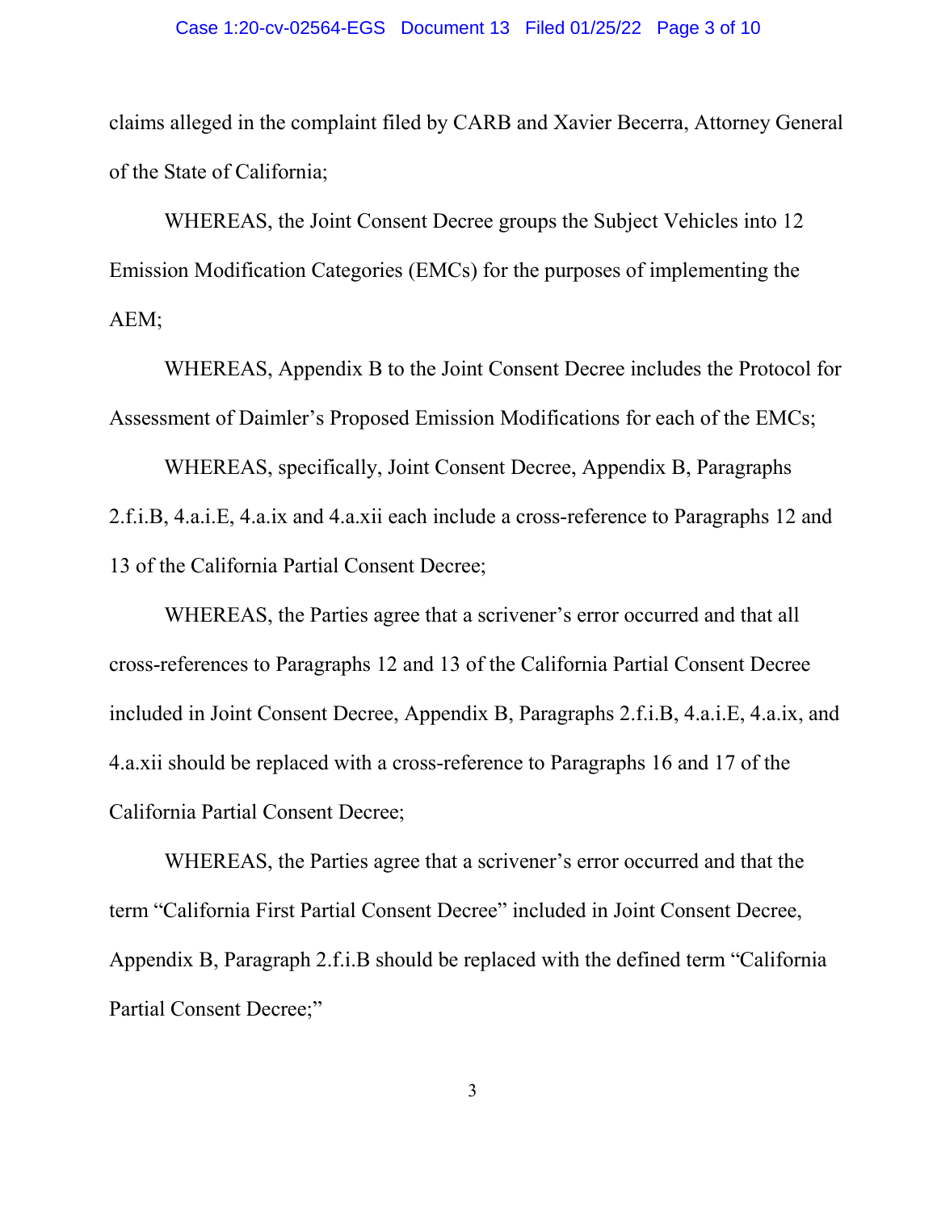claims alleged in the complaint filed by CARB and Xavier Becerra, Attorney General of the State of California;

WHEREAS, the Joint Consent Decree groups the Subject Vehicles into 12 Emission Modification Categories (EMCs) for the purposes of implementing the AEM;

WHEREAS, Appendix B to the Joint Consent Decree includes the Protocol for Assessment of Daimler's Proposed Emission Modifications for each of the EMCs;

WHEREAS, specifically, Joint Consent Decree, Appendix B, Paragraphs 2.f.i.B, 4.a.i.E, 4.a.ix and 4.a.xii each include a cross-reference to Paragraphs 12 and 13 of the California Partial Consent Decree;

WHEREAS, the Parties agree that a scrivener's error occurred and that all cross-references to Paragraphs 12 and 13 of the California Partial Consent Decree included in Joint Consent Decree, Appendix B, Paragraphs 2.f.i.B, 4.a.i.E, 4.a.ix, and 4.a.xii should be replaced with a cross-reference to Paragraphs 16 and 17 of the California Partial Consent Decree;

WHEREAS, the Parties agree that a scrivener's error occurred and that the term "California First Partial Consent Decree" included in Joint Consent Decree, Appendix B, Paragraph 2.f.i.B should be replaced with the defined term "California Partial Consent Decree;"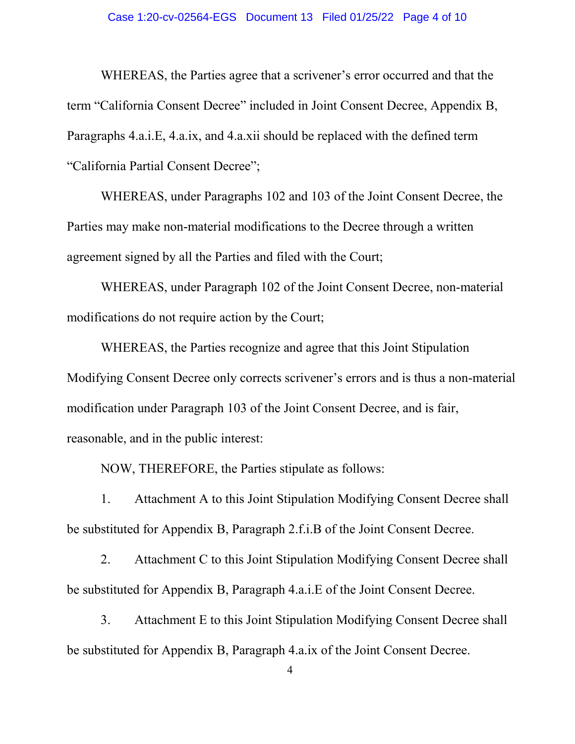WHEREAS, the Parties agree that a scrivener's error occurred and that the term "California Consent Decree" included in Joint Consent Decree, Appendix B, Paragraphs 4.a.i.E, 4.a.ix, and 4.a.xii should be replaced with the defined term "California Partial Consent Decree";

WHEREAS, under Paragraphs 102 and 103 of the Joint Consent Decree, the Parties may make non-material modifications to the Decree through a written agreement signed by all the Parties and filed with the Court;

WHEREAS, under Paragraph 102 of the Joint Consent Decree, non-material modifications do not require action by the Court;

WHEREAS, the Parties recognize and agree that this Joint Stipulation Modifying Consent Decree only corrects scrivener's errors and is thus a non-material modification under Paragraph 103 of the Joint Consent Decree, and is fair, reasonable, and in the public interest:

NOW, THEREFORE, the Parties stipulate as follows:

1. Attachment A to this Joint Stipulation Modifying Consent Decree shall be substituted for Appendix B, Paragraph 2.f.i.B of the Joint Consent Decree.

2. Attachment C to this Joint Stipulation Modifying Consent Decree shall be substituted for Appendix B, Paragraph 4.a.i.E of the Joint Consent Decree.

3. Attachment E to this Joint Stipulation Modifying Consent Decree shall be substituted for Appendix B, Paragraph 4.a.ix of the Joint Consent Decree.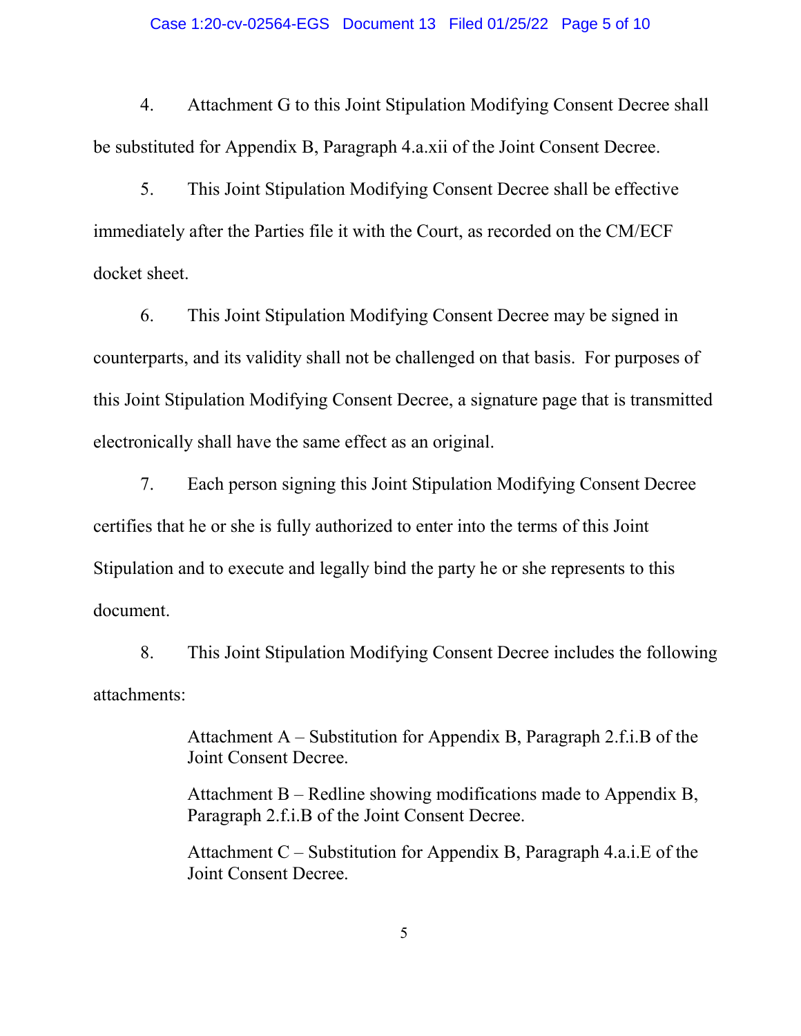4. Attachment G to this Joint Stipulation Modifying Consent Decree shall be substituted for Appendix B, Paragraph 4.a.xii of the Joint Consent Decree.

5. This Joint Stipulation Modifying Consent Decree shall be effective immediately after the Parties file it with the Court, as recorded on the CM/ECF docket sheet.

6. This Joint Stipulation Modifying Consent Decree may be signed in counterparts, and its validity shall not be challenged on that basis. For purposes of this Joint Stipulation Modifying Consent Decree, a signature page that is transmitted electronically shall have the same effect as an original.

7. Each person signing this Joint Stipulation Modifying Consent Decree certifies that he or she is fully authorized to enter into the terms of this Joint Stipulation and to execute and legally bind the party he or she represents to this document.

8. This Joint Stipulation Modifying Consent Decree includes the following attachments:

> Attachment A – Substitution for Appendix B, Paragraph 2.f.i.B of the Joint Consent Decree.
>
> Attachment B – Redline showing modifications made to Appendix B, Paragraph 2.f.i.B of the Joint Consent Decree.
>
> Attachment C – Substitution for Appendix B, Paragraph 4.a.i.E of the Joint Consent Decree.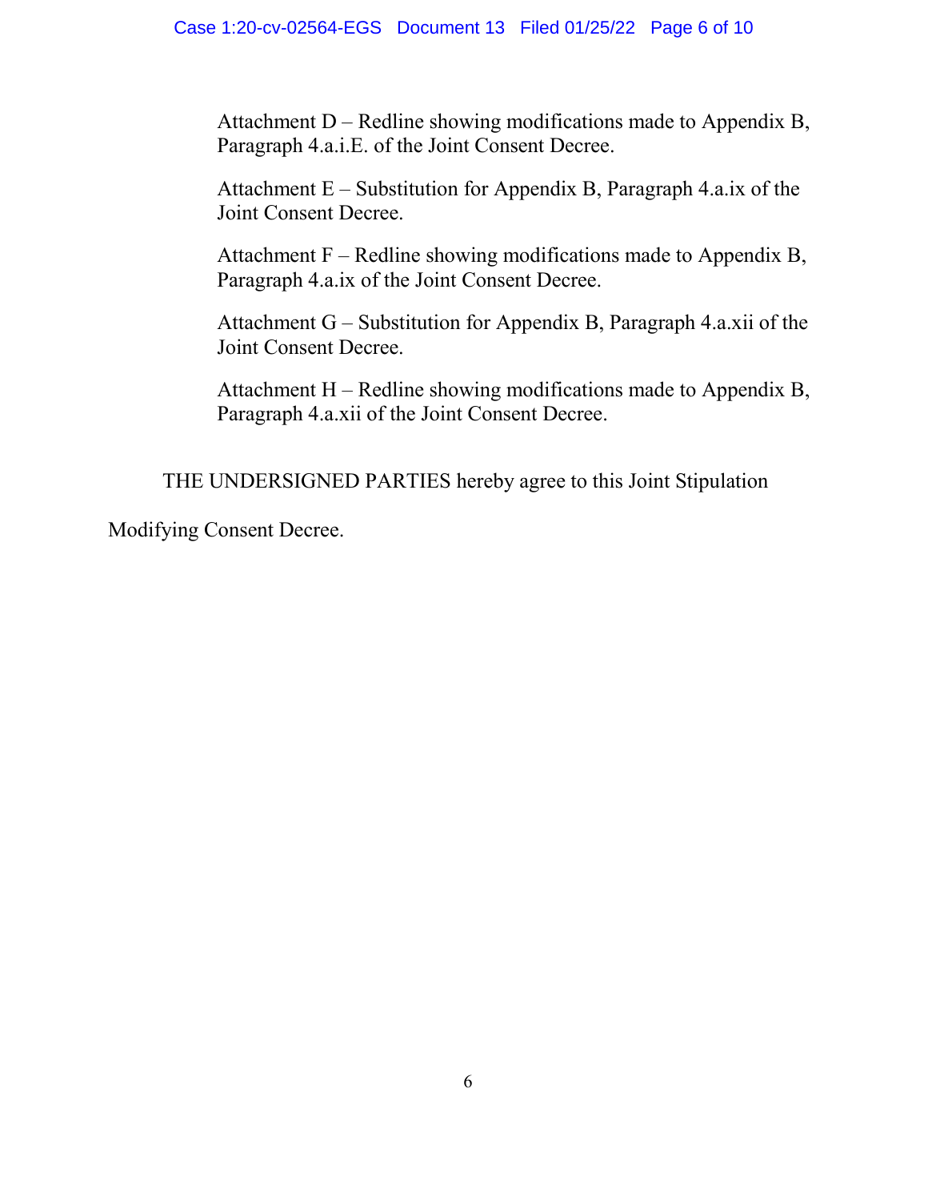Attachment D – Redline showing modifications made to Appendix B, Paragraph 4.a.i.E. of the Joint Consent Decree.

Attachment E – Substitution for Appendix B, Paragraph 4.a.ix of the Joint Consent Decree.

Attachment F – Redline showing modifications made to Appendix B, Paragraph 4.a.ix of the Joint Consent Decree.

Attachment G – Substitution for Appendix B, Paragraph 4.a.xii of the Joint Consent Decree.

Attachment H – Redline showing modifications made to Appendix B, Paragraph 4.a.xii of the Joint Consent Decree.

THE UNDERSIGNED PARTIES hereby agree to this Joint Stipulation Modifying Consent Decree.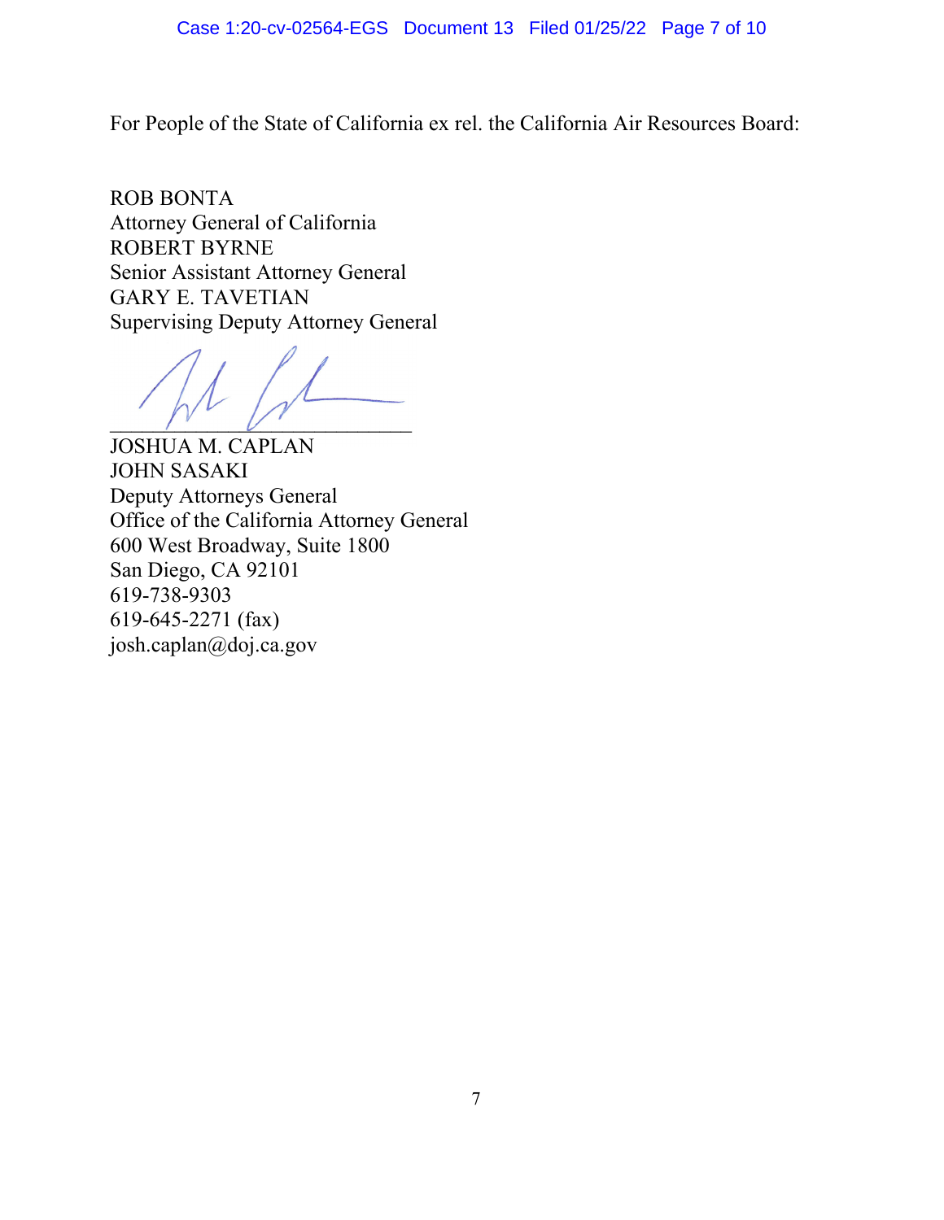For People of the State of California ex rel. the California Air Resources Board:

ROB BONTA  
Attorney General of California  
ROBERT BYRNE  
Senior Assistant Attorney General  
GARY E. TAVETIAN  
Supervising Deputy Attorney General

______________________________  
JOSHUA M. CAPLAN  
JOHN SASAKI  
Deputy Attorneys General  
Office of the California Attorney General  
600 West Broadway, Suite 1800  
San Diego, CA 92101  
619-738-9303  
619-645-2271 (fax)  
josh.caplan@doj.ca.gov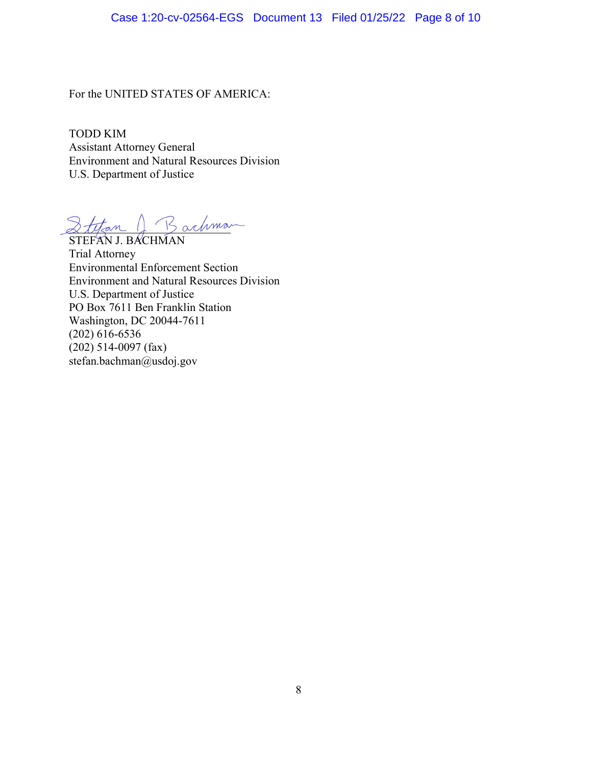For the UNITED STATES OF AMERICA:

TODD KIM
Assistant Attorney General
Environment and Natural Resources Division
U.S. Department of Justice

STEFAN J. BACHMAN
Trial Attorney
Environmental Enforcement Section
Environment and Natural Resources Division
U.S. Department of Justice
PO Box 7611 Ben Franklin Station
Washington, DC 20044-7611
(202) 616-6536
(202) 514-0097 (fax)
stefan.bachman@usdoj.gov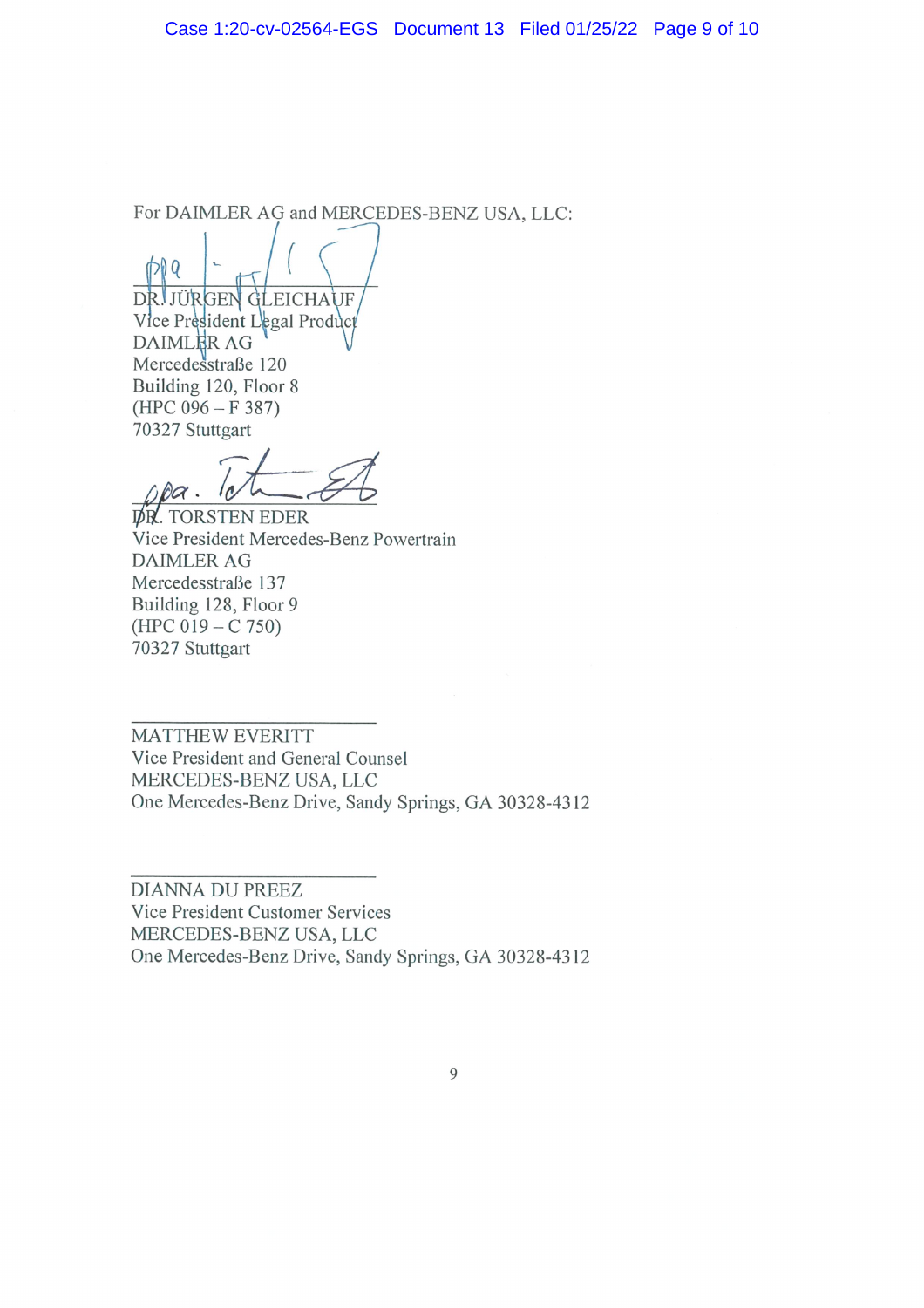For DAIMLER AG and MERCEDES-BENZ USA, LLC:

ppa

\_\_\_\_\_\_\_\_\_\_\_\_\_\_\_\_\_\_\_\_\_\_\_\_\_\_\_\_\_\_

DR. JÜRGEN GLEICHAUF
Vice President Legal Product
DAIMLER AG
Mercedesstraße 120
Building 120, Floor 8
(HPC 096 – F 387)
70327 Stuttgart

ppa.

\_\_\_\_\_\_\_\_\_\_\_\_\_\_\_\_\_\_\_\_\_\_\_\_\_\_\_\_\_\_

DR. TORSTEN EDER
Vice President Mercedes-Benz Powertrain
DAIMLER AG
Mercedesstraße 137
Building 128, Floor 9
(HPC 019 – C 750)
70327 Stuttgart

\_\_\_\_\_\_\_\_\_\_\_\_\_\_\_\_\_\_\_\_\_\_\_\_\_\_\_\_\_\_

MATTHEW EVERITT
Vice President and General Counsel
MERCEDES-BENZ USA, LLC
One Mercedes-Benz Drive, Sandy Springs, GA 30328-4312

\_\_\_\_\_\_\_\_\_\_\_\_\_\_\_\_\_\_\_\_\_\_\_\_\_\_\_\_\_\_

DIANNA DU PREEZ
Vice President Customer Services
MERCEDES-BENZ USA, LLC
One Mercedes-Benz Drive, Sandy Springs, GA 30328-4312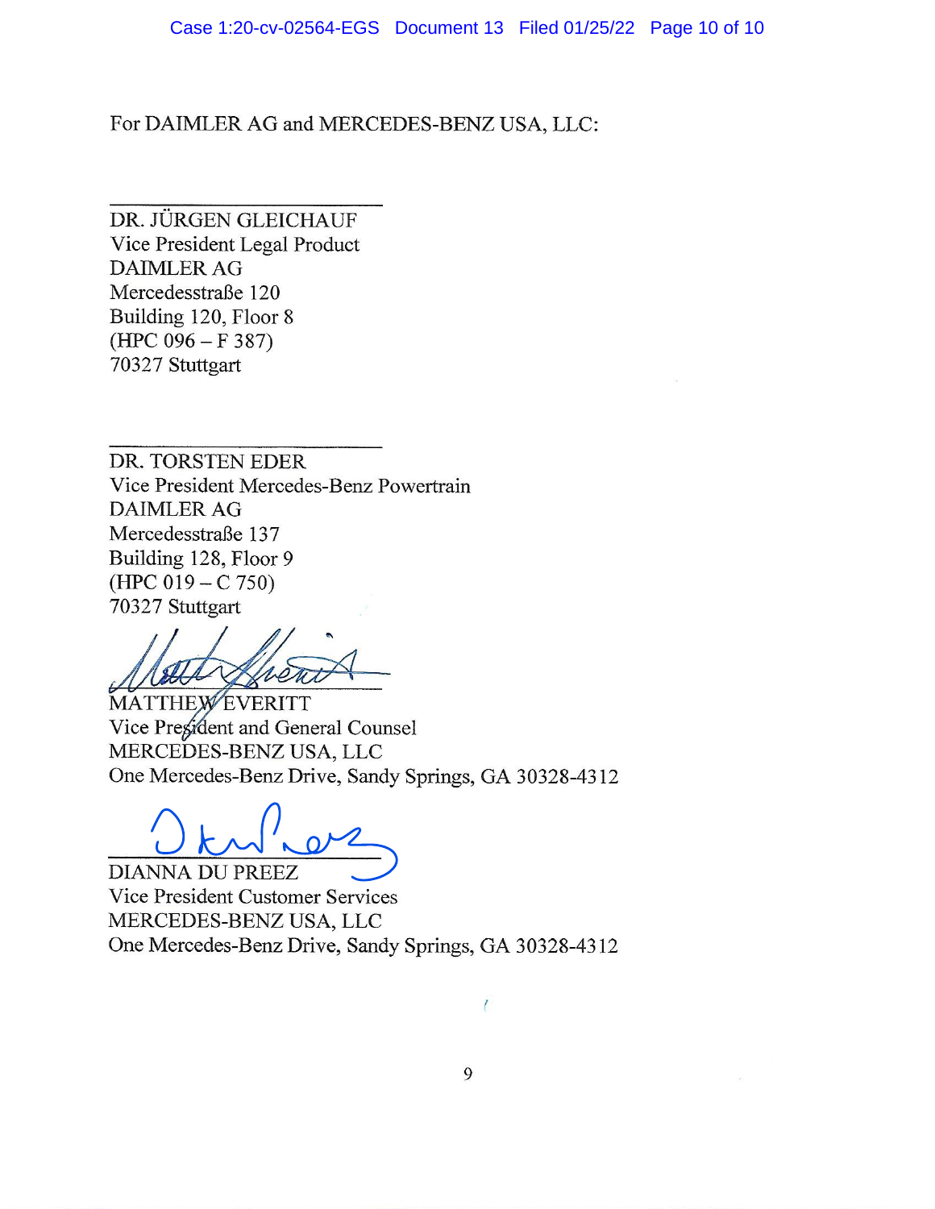For DAIMLER AG and MERCEDES-BENZ USA, LLC:

\_\_\_\_\_\_\_\_\_\_\_\_\_\_\_\_\_\_\_\_\_\_\_\_\_\_\_\_
DR. JÜRGEN GLEICHAUF
Vice President Legal Product
DAIMLER AG
Mercedesstraße 120
Building 120, Floor 8
(HPC 096 – F 387)
70327 Stuttgart

\_\_\_\_\_\_\_\_\_\_\_\_\_\_\_\_\_\_\_\_\_\_\_\_\_\_\_\_
DR. TORSTEN EDER
Vice President Mercedes-Benz Powertrain
DAIMLER AG
Mercedesstraße 137
Building 128, Floor 9
(HPC 019 – C 750)
70327 Stuttgart

\_\_\_\_\_\_\_\_\_\_\_\_\_\_\_\_\_\_\_\_\_\_\_\_\_\_\_\_
MATTHEW EVERITT
Vice President and General Counsel
MERCEDES-BENZ USA, LLC
One Mercedes-Benz Drive, Sandy Springs, GA 30328-4312

\_\_\_\_\_\_\_\_\_\_\_\_\_\_\_\_\_\_\_\_\_\_\_\_\_\_\_\_
DIANNA DU PREEZ
Vice President Customer Services
MERCEDES-BENZ USA, LLC
One Mercedes-Benz Drive, Sandy Springs, GA 30328-4312